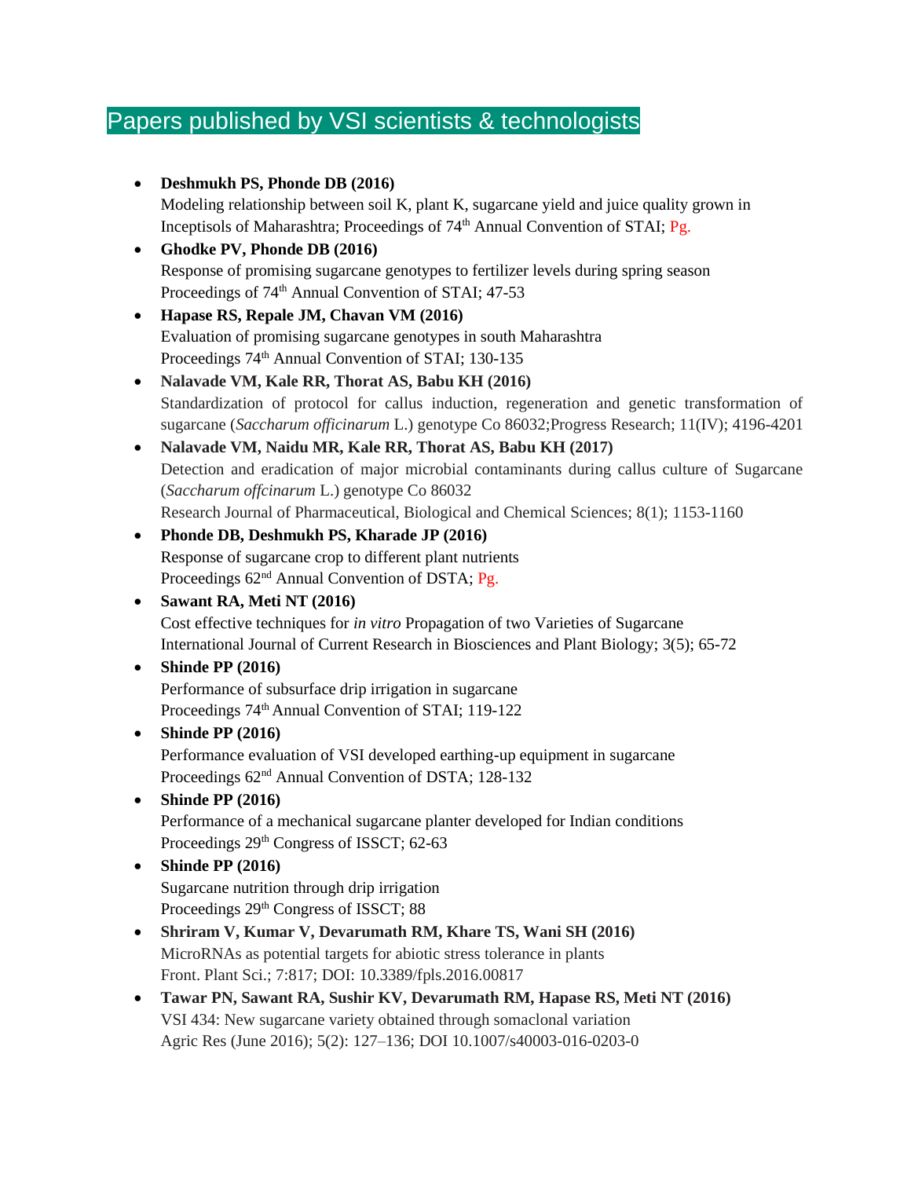# Papers published by VSI scientists & technologists

- **Deshmukh PS, Phonde DB (2016)**
  Modeling relationship between soil K, plant K, sugarcane yield and juice quality grown in Inceptisols of Maharashtra; Proceedings of 74th Annual Convention of STAI; Pg.
- **Ghodke PV, Phonde DB (2016)**
  Response of promising sugarcane genotypes to fertilizer levels during spring season
  Proceedings of 74th Annual Convention of STAI; 47-53
- **Hapase RS, Repale JM, Chavan VM (2016)**
  Evaluation of promising sugarcane genotypes in south Maharashtra
  Proceedings 74th Annual Convention of STAI; 130-135
- **Nalavade VM, Kale RR, Thorat AS, Babu KH (2016)**
  Standardization of protocol for callus induction, regeneration and genetic transformation of sugarcane (*Saccharum officinarum* L.) genotype Co 86032;Progress Research; 11(IV); 4196-4201
- **Nalavade VM, Naidu MR, Kale RR, Thorat AS, Babu KH (2017)**
  Detection and eradication of major microbial contaminants during callus culture of Sugarcane (*Saccharum offcinarum* L.) genotype Co 86032
  Research Journal of Pharmaceutical, Biological and Chemical Sciences; 8(1); 1153-1160
- **Phonde DB, Deshmukh PS, Kharade JP (2016)**
  Response of sugarcane crop to different plant nutrients
  Proceedings 62nd Annual Convention of DSTA; Pg.
- **Sawant RA, Meti NT (2016)**
  Cost effective techniques for *in vitro* Propagation of two Varieties of Sugarcane
  International Journal of Current Research in Biosciences and Plant Biology; 3(5); 65-72
- **Shinde PP (2016)**
  Performance of subsurface drip irrigation in sugarcane
  Proceedings 74th Annual Convention of STAI; 119-122
- **Shinde PP (2016)**
  Performance evaluation of VSI developed earthing-up equipment in sugarcane
  Proceedings 62nd Annual Convention of DSTA; 128-132
- **Shinde PP (2016)**
  Performance of a mechanical sugarcane planter developed for Indian conditions
  Proceedings 29th Congress of ISSCT; 62-63
- **Shinde PP (2016)**
  Sugarcane nutrition through drip irrigation
  Proceedings 29th Congress of ISSCT; 88
- **Shriram V, Kumar V, Devarumath RM, Khare TS, Wani SH (2016)**
  MicroRNAs as potential targets for abiotic stress tolerance in plants
  Front. Plant Sci.; 7:817; DOI: 10.3389/fpls.2016.00817
- **Tawar PN, Sawant RA, Sushir KV, Devarumath RM, Hapase RS, Meti NT (2016)**
  VSI 434: New sugarcane variety obtained through somaclonal variation
  Agric Res (June 2016); 5(2): 127–136; DOI 10.1007/s40003-016-0203-0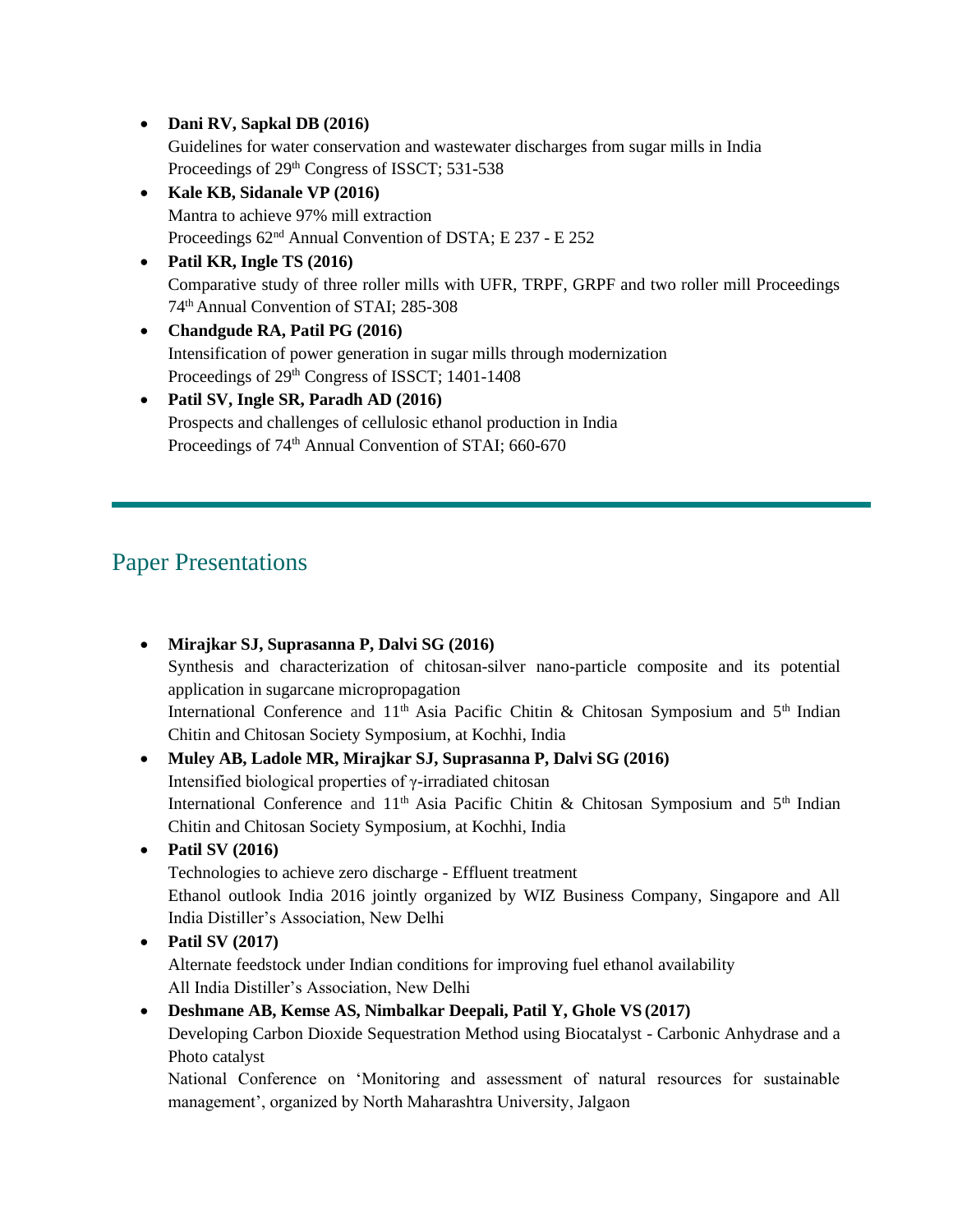- **Dani RV, Sapkal DB (2016)**
  Guidelines for water conservation and wastewater discharges from sugar mills in India
  Proceedings of 29th Congress of ISSCT; 531-538
- **Kale KB, Sidanale VP (2016)**
  Mantra to achieve 97% mill extraction
  Proceedings 62nd Annual Convention of DSTA; E 237 - E 252
- **Patil KR, Ingle TS (2016)**
  Comparative study of three roller mills with UFR, TRPF, GRPF and two roller mill Proceedings 74th Annual Convention of STAI; 285-308
- **Chandgude RA, Patil PG (2016)**
  Intensification of power generation in sugar mills through modernization
  Proceedings of 29th Congress of ISSCT; 1401-1408
- **Patil SV, Ingle SR, Paradh AD (2016)**
  Prospects and challenges of cellulosic ethanol production in India
  Proceedings of 74th Annual Convention of STAI; 660-670

## Paper Presentations

- **Mirajkar SJ, Suprasanna P, Dalvi SG (2016)**
  Synthesis and characterization of chitosan-silver nano-particle composite and its potential application in sugarcane micropropagation
  International Conference and 11th Asia Pacific Chitin & Chitosan Symposium and 5th Indian Chitin and Chitosan Society Symposium, at Kochhi, India
- **Muley AB, Ladole MR, Mirajkar SJ, Suprasanna P, Dalvi SG (2016)**
  Intensified biological properties of γ-irradiated chitosan
  International Conference and 11th Asia Pacific Chitin & Chitosan Symposium and 5th Indian Chitin and Chitosan Society Symposium, at Kochhi, India
- **Patil SV (2016)**
  Technologies to achieve zero discharge - Effluent treatment
  Ethanol outlook India 2016 jointly organized by WIZ Business Company, Singapore and All India Distiller's Association, New Delhi
- **Patil SV (2017)**
  Alternate feedstock under Indian conditions for improving fuel ethanol availability
  All India Distiller's Association, New Delhi
- **Deshmane AB, Kemse AS, Nimbalkar Deepali, Patil Y, Ghole VS (2017)**
  Developing Carbon Dioxide Sequestration Method using Biocatalyst - Carbonic Anhydrase and a Photo catalyst
  National Conference on 'Monitoring and assessment of natural resources for sustainable management', organized by North Maharashtra University, Jalgaon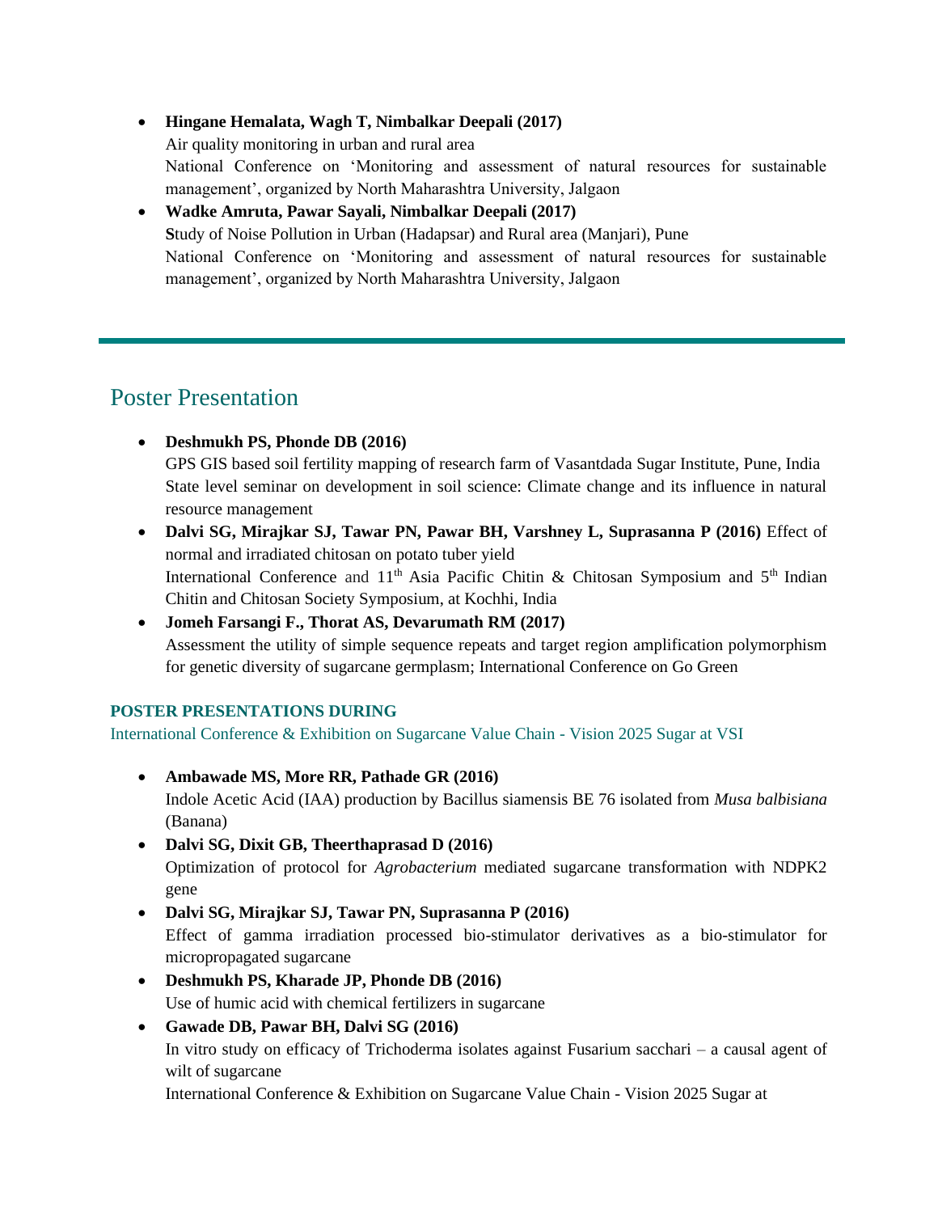- **Hingane Hemalata, Wagh T, Nimbalkar Deepali (2017)**
  Air quality monitoring in urban and rural area
  National Conference on 'Monitoring and assessment of natural resources for sustainable management', organized by North Maharashtra University, Jalgaon
- **Wadke Amruta, Pawar Sayali, Nimbalkar Deepali (2017)**
  **S**tudy of Noise Pollution in Urban (Hadapsar) and Rural area (Manjari), Pune
  National Conference on 'Monitoring and assessment of natural resources for sustainable management', organized by North Maharashtra University, Jalgaon

---

## Poster Presentation

- **Deshmukh PS, Phonde DB (2016)**
  GPS GIS based soil fertility mapping of research farm of Vasantdada Sugar Institute, Pune, India
  State level seminar on development in soil science: Climate change and its influence in natural resource management
- **Dalvi SG, Mirajkar SJ, Tawar PN, Pawar BH, Varshney L, Suprasanna P (2016)** Effect of normal and irradiated chitosan on potato tuber yield
  International Conference and 11th Asia Pacific Chitin & Chitosan Symposium and 5th Indian Chitin and Chitosan Society Symposium, at Kochhi, India
- **Jomeh Farsangi F., Thorat AS, Devarumath RM (2017)**
  Assessment the utility of simple sequence repeats and target region amplification polymorphism for genetic diversity of sugarcane germplasm; International Conference on Go Green

### POSTER PRESENTATIONS DURING

International Conference & Exhibition on Sugarcane Value Chain - Vision 2025 Sugar at VSI

- **Ambawade MS, More RR, Pathade GR (2016)**
  Indole Acetic Acid (IAA) production by Bacillus siamensis BE 76 isolated from *Musa balbisiana* (Banana)
- **Dalvi SG, Dixit GB, Theerthaprasad D (2016)**
  Optimization of protocol for *Agrobacterium* mediated sugarcane transformation with NDPK2 gene
- **Dalvi SG, Mirajkar SJ, Tawar PN, Suprasanna P (2016)**
  Effect of gamma irradiation processed bio-stimulator derivatives as a bio-stimulator for micropropagated sugarcane
- **Deshmukh PS, Kharade JP, Phonde DB (2016)**
  Use of humic acid with chemical fertilizers in sugarcane
- **Gawade DB, Pawar BH, Dalvi SG (2016)**
  In vitro study on efficacy of Trichoderma isolates against Fusarium sacchari – a causal agent of wilt of sugarcane
  International Conference & Exhibition on Sugarcane Value Chain - Vision 2025 Sugar at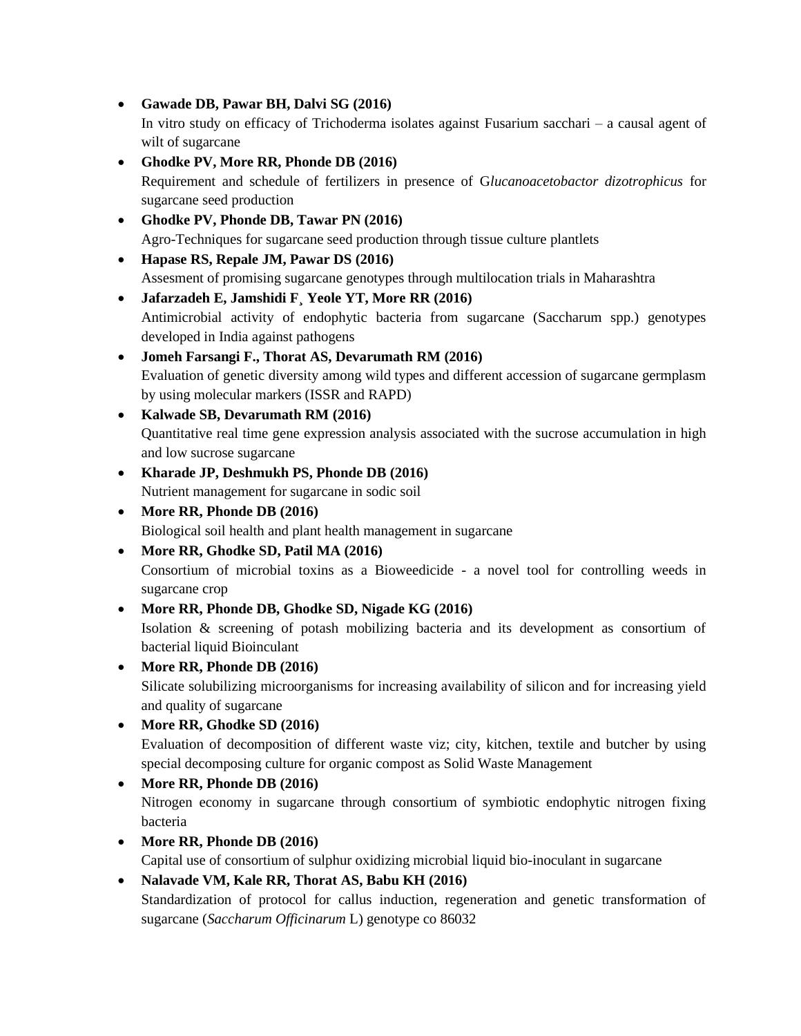- **Gawade DB, Pawar BH, Dalvi SG (2016)**
  In vitro study on efficacy of Trichoderma isolates against Fusarium sacchari – a causal agent of wilt of sugarcane
- **Ghodke PV, More RR, Phonde DB (2016)**
  Requirement and schedule of fertilizers in presence of G*lucanoacetobactor dizotrophicus* for sugarcane seed production
- **Ghodke PV, Phonde DB, Tawar PN (2016)**
  Agro-Techniques for sugarcane seed production through tissue culture plantlets
- **Hapase RS, Repale JM, Pawar DS (2016)**
  Assesment of promising sugarcane genotypes through multilocation trials in Maharashtra
- **Jafarzadeh E, Jamshidi F¸ Yeole YT, More RR (2016)**
  Antimicrobial activity of endophytic bacteria from sugarcane (Saccharum spp.) genotypes developed in India against pathogens
- **Jomeh Farsangi F., Thorat AS, Devarumath RM (2016)**
  Evaluation of genetic diversity among wild types and different accession of sugarcane germplasm by using molecular markers (ISSR and RAPD)
- **Kalwade SB, Devarumath RM (2016)**
  Quantitative real time gene expression analysis associated with the sucrose accumulation in high and low sucrose sugarcane
- **Kharade JP, Deshmukh PS, Phonde DB (2016)**
  Nutrient management for sugarcane in sodic soil
- **More RR, Phonde DB (2016)**
  Biological soil health and plant health management in sugarcane
- **More RR, Ghodke SD, Patil MA (2016)**
  Consortium of microbial toxins as a Bioweedicide - a novel tool for controlling weeds in sugarcane crop
- **More RR, Phonde DB, Ghodke SD, Nigade KG (2016)**
  Isolation & screening of potash mobilizing bacteria and its development as consortium of bacterial liquid Bioinculant
- **More RR, Phonde DB (2016)**
  Silicate solubilizing microorganisms for increasing availability of silicon and for increasing yield and quality of sugarcane
- **More RR, Ghodke SD (2016)**
  Evaluation of decomposition of different waste viz; city, kitchen, textile and butcher by using special decomposing culture for organic compost as Solid Waste Management
- **More RR, Phonde DB (2016)**
  Nitrogen economy in sugarcane through consortium of symbiotic endophytic nitrogen fixing bacteria
- **More RR, Phonde DB (2016)**
  Capital use of consortium of sulphur oxidizing microbial liquid bio-inoculant in sugarcane
- **Nalavade VM, Kale RR, Thorat AS, Babu KH (2016)**
  Standardization of protocol for callus induction, regeneration and genetic transformation of sugarcane (*Saccharum Officinarum* L) genotype co 86032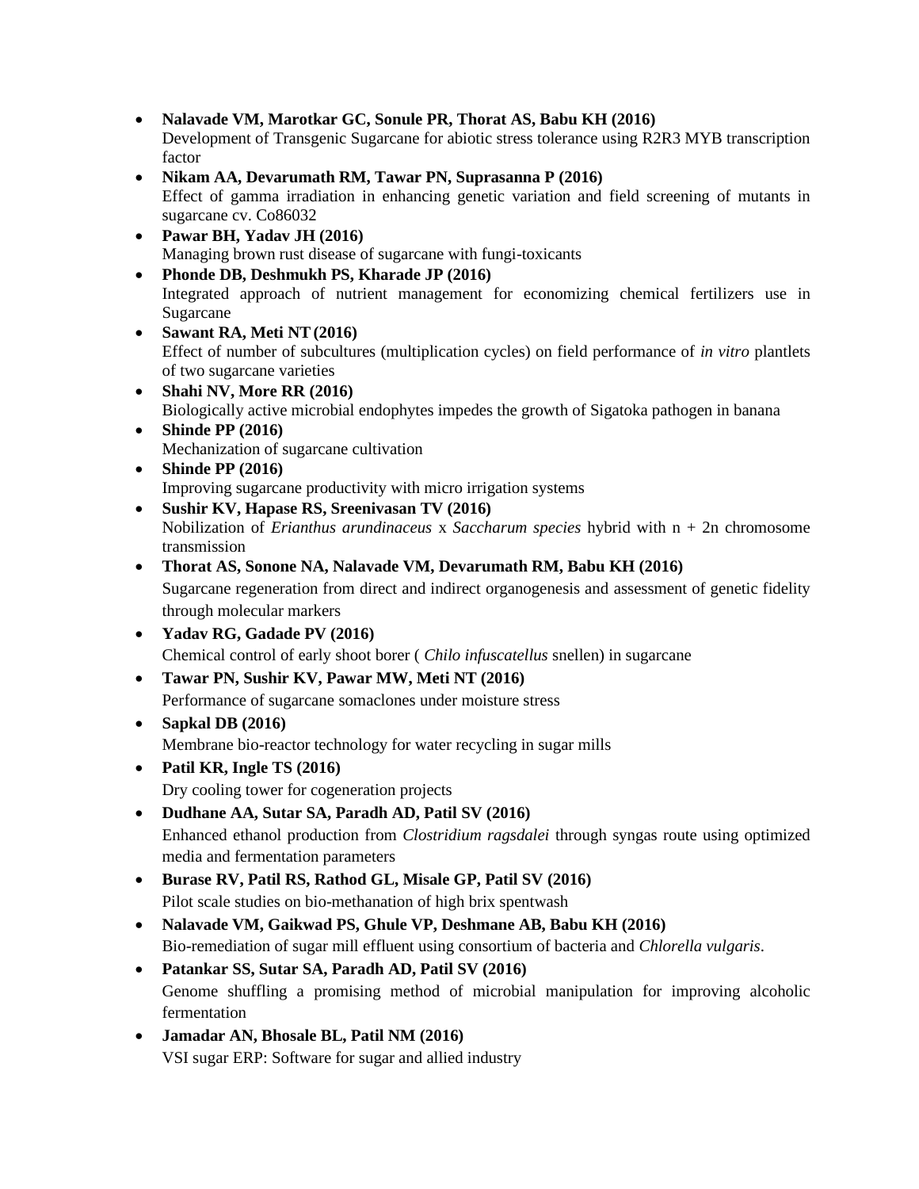- **Nalavade VM, Marotkar GC, Sonule PR, Thorat AS, Babu KH (2016)**
  Development of Transgenic Sugarcane for abiotic stress tolerance using R2R3 MYB transcription factor
- **Nikam AA, Devarumath RM, Tawar PN, Suprasanna P (2016)**
  Effect of gamma irradiation in enhancing genetic variation and field screening of mutants in sugarcane cv. Co86032
- **Pawar BH, Yadav JH (2016)**
  Managing brown rust disease of sugarcane with fungi-toxicants
- **Phonde DB, Deshmukh PS, Kharade JP (2016)**
  Integrated approach of nutrient management for economizing chemical fertilizers use in Sugarcane
- **Sawant RA, Meti NT (2016)**
  Effect of number of subcultures (multiplication cycles) on field performance of *in vitro* plantlets of two sugarcane varieties
- **Shahi NV, More RR (2016)**
  Biologically active microbial endophytes impedes the growth of Sigatoka pathogen in banana
- **Shinde PP (2016)**
  Mechanization of sugarcane cultivation
- **Shinde PP (2016)**
  Improving sugarcane productivity with micro irrigation systems
- **Sushir KV, Hapase RS, Sreenivasan TV (2016)**
  Nobilization of *Erianthus arundinaceus* x *Saccharum species* hybrid with n + 2n chromosome transmission
- **Thorat AS, Sonone NA, Nalavade VM, Devarumath RM, Babu KH (2016)**
  Sugarcane regeneration from direct and indirect organogenesis and assessment of genetic fidelity through molecular markers
- **Yadav RG, Gadade PV (2016)**
  Chemical control of early shoot borer ( *Chilo infuscatellus* snellen) in sugarcane
- **Tawar PN, Sushir KV, Pawar MW, Meti NT (2016)**
  Performance of sugarcane somaclones under moisture stress
- **Sapkal DB (2016)**
  Membrane bio-reactor technology for water recycling in sugar mills
- **Patil KR, Ingle TS (2016)**
  Dry cooling tower for cogeneration projects
- **Dudhane AA, Sutar SA, Paradh AD, Patil SV (2016)**
  Enhanced ethanol production from *Clostridium ragsdalei* through syngas route using optimized media and fermentation parameters
- **Burase RV, Patil RS, Rathod GL, Misale GP, Patil SV (2016)**
  Pilot scale studies on bio-methanation of high brix spentwash
- **Nalavade VM, Gaikwad PS, Ghule VP, Deshmane AB, Babu KH (2016)**
  Bio-remediation of sugar mill effluent using consortium of bacteria and *Chlorella vulgaris*.
- **Patankar SS, Sutar SA, Paradh AD, Patil SV (2016)**
  Genome shuffling a promising method of microbial manipulation for improving alcoholic fermentation
- **Jamadar AN, Bhosale BL, Patil NM (2016)**
  VSI sugar ERP: Software for sugar and allied industry